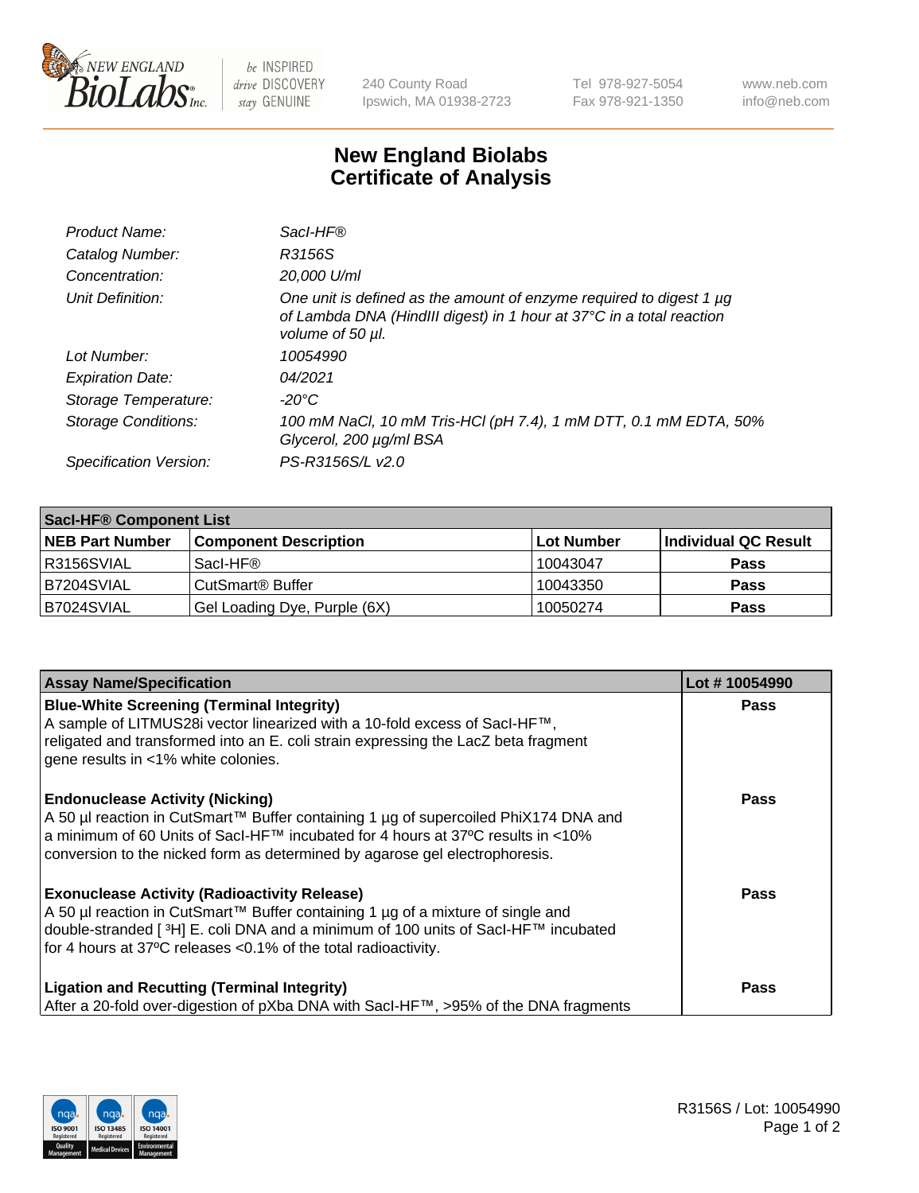240 County Road
Ipswich, MA 01938-2723

Tel 978-927-5054
Fax 978-921-1350

www.neb.com
info@neb.com

# New England Biolabs
# Certificate of Analysis

| | |
|---|---|
| *Product Name:* | *SacI-HF®* |
| *Catalog Number:* | *R3156S* |
| *Concentration:* | *20,000 U/ml* |
| *Unit Definition:* | *One unit is defined as the amount of enzyme required to digest 1 µg of Lambda DNA (HindIII digest) in 1 hour at 37°C in a total reaction volume of 50 µl.* |
| *Lot Number:* | *10054990* |
| *Expiration Date:* | *04/2021* |
| *Storage Temperature:* | *-20°C* |
| *Storage Conditions:* | *100 mM NaCl, 10 mM Tris-HCl (pH 7.4), 1 mM DTT, 0.1 mM EDTA, 50% Glycerol, 200 µg/ml BSA* |
| *Specification Version:* | *PS-R3156S/L v2.0* |

| SacI-HF® Component List | | | |
|---|---|---|---|
| **NEB Part Number** | **Component Description** | **Lot Number** | **Individual QC Result** |
| R3156SVIAL | SacI-HF® | 10043047 | **Pass** |
| B7204SVIAL | CutSmart® Buffer | 10043350 | **Pass** |
| B7024SVIAL | Gel Loading Dye, Purple (6X) | 10050274 | **Pass** |

| Assay Name/Specification | Lot # 10054990 |
|---|---|
| **Blue-White Screening (Terminal Integrity)**<br>A sample of LITMUS28i vector linearized with a 10-fold excess of SacI-HF™, religated and transformed into an E. coli strain expressing the LacZ beta fragment gene results in <1% white colonies. | **Pass** |
| **Endonuclease Activity (Nicking)**<br>A 50 µl reaction in CutSmart™ Buffer containing 1 µg of supercoiled PhiX174 DNA and a minimum of 60 Units of SacI-HF™ incubated for 4 hours at 37ºC results in <10% conversion to the nicked form as determined by agarose gel electrophoresis. | **Pass** |
| **Exonuclease Activity (Radioactivity Release)**<br>A 50 µl reaction in CutSmart™ Buffer containing 1 µg of a mixture of single and double-stranded [ $^3$H] E. coli DNA and a minimum of 100 units of SacI-HF™ incubated for 4 hours at 37ºC releases <0.1% of the total radioactivity. | **Pass** |
| **Ligation and Recutting (Terminal Integrity)**<br>After a 20-fold over-digestion of pXba DNA with SacI-HF™, >95% of the DNA fragments | **Pass** |

R3156S / Lot: 10054990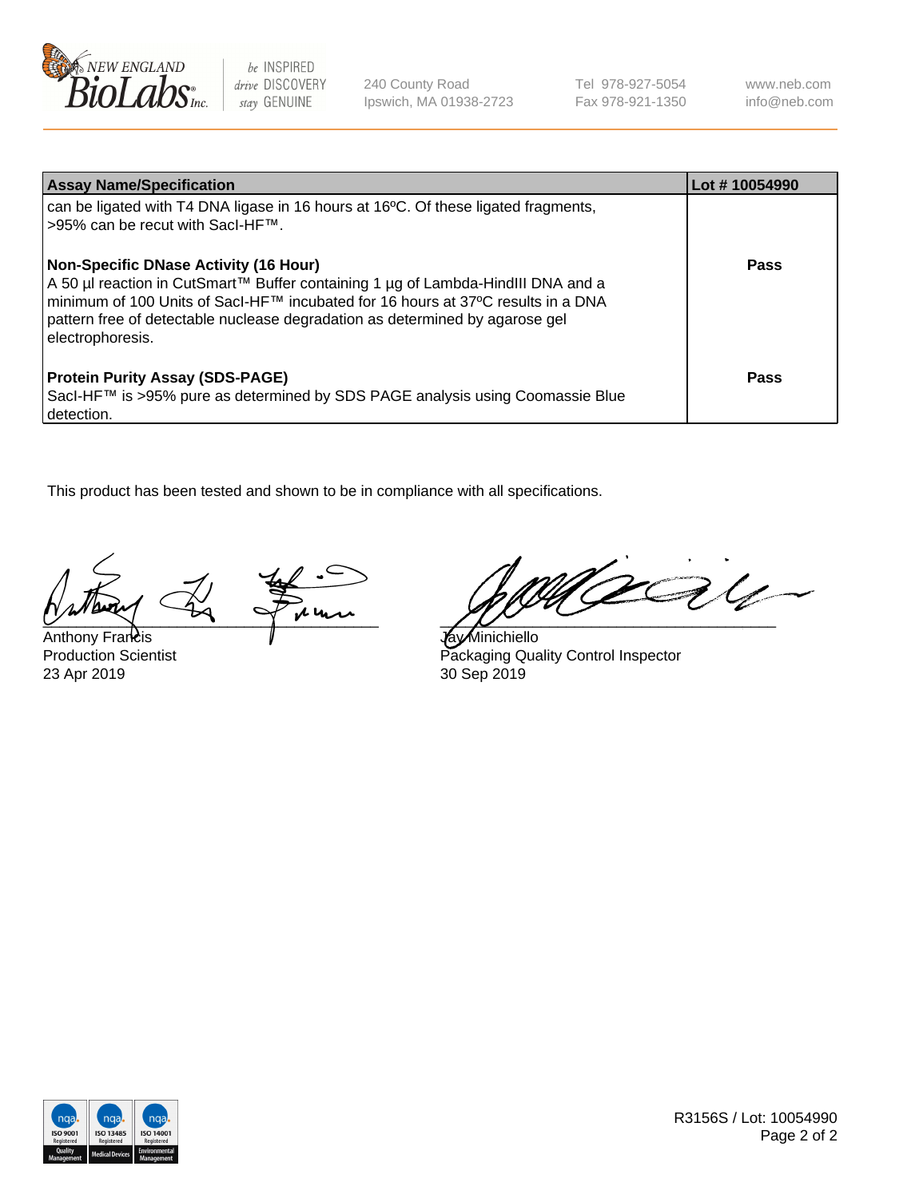| Assay Name/Specification | Lot # 10054990 |
| --- | --- |
| can be ligated with T4 DNA ligase in 16 hours at 16ºC. Of these ligated fragments, >95% can be recut with SacI-HF™. | |
| **Non-Specific DNase Activity (16 Hour)** A 50 µl reaction in CutSmart™ Buffer containing 1 µg of Lambda-HindIII DNA and a minimum of 100 Units of SacI-HF™ incubated for 16 hours at 37ºC results in a DNA pattern free of detectable nuclease degradation as determined by agarose gel electrophoresis. | **Pass** |
| **Protein Purity Assay (SDS-PAGE)** SacI-HF™ is >95% pure as determined by SDS PAGE analysis using Coomassie Blue detection. | **Pass** |

This product has been tested and shown to be in compliance with all specifications.

Anthony Francis
Production Scientist
23 Apr 2019

Jay Minichiello
Packaging Quality Control Inspector
30 Sep 2019

R3156S / Lot: 10054990